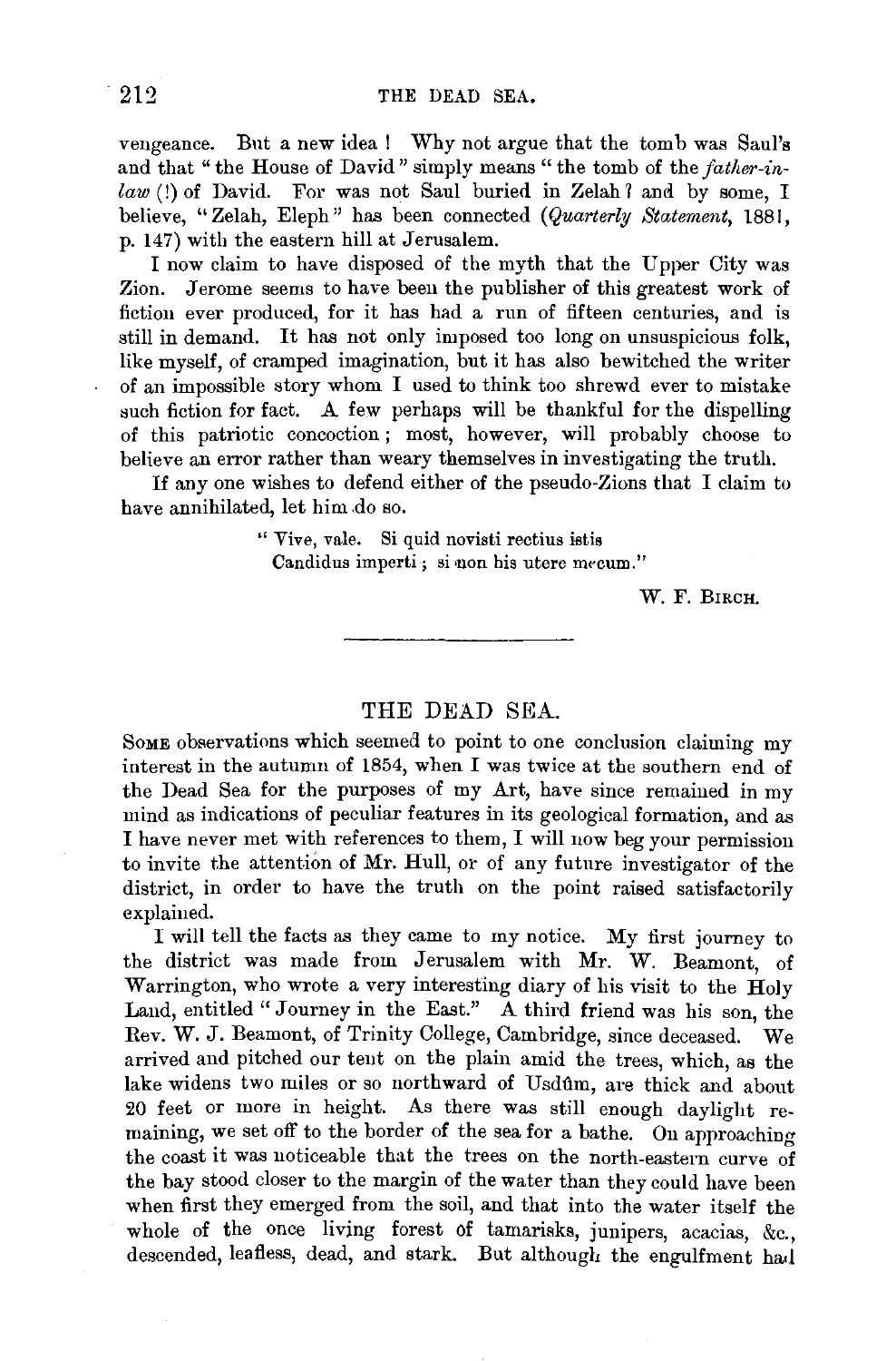vengeance. But a new idea! Why not argue that the tomb was Saul's and that "the House of David" simply means "the tomb of the *father-in-law* (!) of David. For was not Saul buried in Zelah? and by some, I believe, "Zelah, Eleph" has been connected (*Quarterly Statement*, 1881, p. 147) with the eastern hill at Jerusalem.

I now claim to have disposed of the myth that the Upper City was Zion. Jerome seems to have been the publisher of this greatest work of fiction ever produced, for it has had a run of fifteen centuries, and is still in demand. It has not only imposed too long on unsuspicious folk, like myself, of cramped imagination, but it has also bewitched the writer of an impossible story whom I used to think too shrewd ever to mistake such fiction for fact. A few perhaps will be thankful for the dispelling of this patriotic concoction; most, however, will probably choose to believe an error rather than weary themselves in investigating the truth.

If any one wishes to defend either of the pseudo-Zions that I claim to have annihilated, let him do so.

> "Vive, vale. Si quid novisti rectius istis
> Candidus imperti; si non his utere mecum."

W. F. BIRCH.

---

## THE DEAD SEA.

SOME observations which seemed to point to one conclusion claiming my interest in the autumn of 1854, when I was twice at the southern end of the Dead Sea for the purposes of my Art, have since remained in my mind as indications of peculiar features in its geological formation, and as I have never met with references to them, I will now beg your permission to invite the attention of Mr. Hull, or of any future investigator of the district, in order to have the truth on the point raised satisfactorily explained.

I will tell the facts as they came to my notice. My first journey to the district was made from Jerusalem with Mr. W. Beamont, of Warrington, who wrote a very interesting diary of his visit to the Holy Land, entitled "Journey in the East." A third friend was his son, the Rev. W. J. Beamont, of Trinity College, Cambridge, since deceased. We arrived and pitched our tent on the plain amid the trees, which, as the lake widens two miles or so northward of Usdûm, are thick and about 20 feet or more in height. As there was still enough daylight remaining, we set off to the border of the sea for a bathe. On approaching the coast it was noticeable that the trees on the north-eastern curve of the bay stood closer to the margin of the water than they could have been when first they emerged from the soil, and that into the water itself the whole of the once living forest of tamarisks, junipers, acacias, &c., descended, leafless, dead, and stark. But although the engulfment had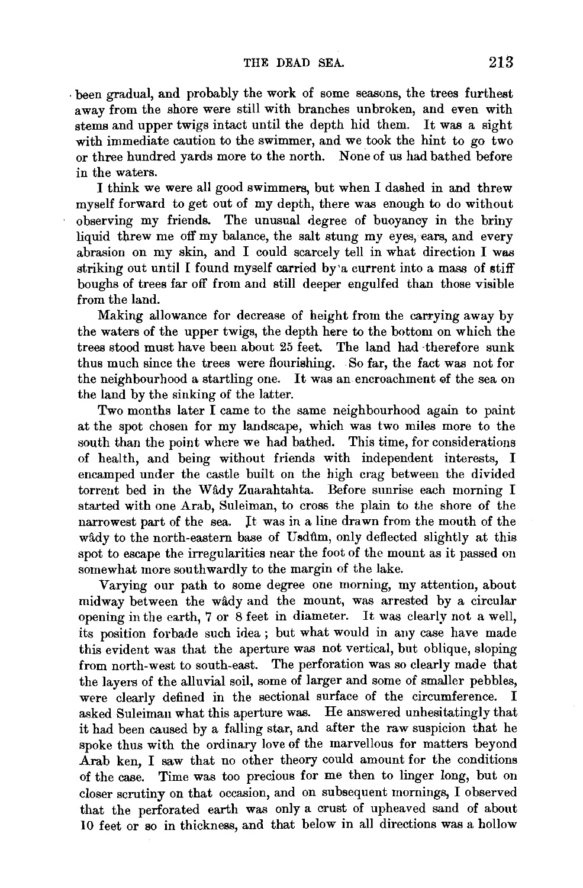been gradual, and probably the work of some seasons, the trees furthest away from the shore were still with branches unbroken, and even with stems and upper twigs intact until the depth hid them. It was a sight with immediate caution to the swimmer, and we took the hint to go two or three hundred yards more to the north. None of us had bathed before in the waters.

I think we were all good swimmers, but when I dashed in and threw myself forward to get out of my depth, there was enough to do without observing my friends. The unusual degree of buoyancy in the briny liquid threw me off my balance, the salt stung my eyes, ears, and every abrasion on my skin, and I could scarcely tell in what direction I was striking out until I found myself carried by a current into a mass of stiff boughs of trees far off from and still deeper engulfed than those visible from the land.

Making allowance for decrease of height from the carrying away by the waters of the upper twigs, the depth here to the bottom on which the trees stood must have been about 25 feet. The land had therefore sunk thus much since the trees were flourishing. So far, the fact was not for the neighbourhood a startling one. It was an encroachment of the sea on the land by the sinking of the latter.

Two months later I came to the same neighbourhood again to paint at the spot chosen for my landscape, which was two miles more to the south than the point where we had bathed. This time, for considerations of health, and being without friends with independent interests, I encamped under the castle built on the high crag between the divided torrent bed in the Wâdy Zuarahtahta. Before sunrise each morning I started with one Arab, Suleiman, to cross the plain to the shore of the narrowest part of the sea. It was in a line drawn from the mouth of the wâdy to the north-eastern base of Usdûm, only deflected slightly at this spot to escape the irregularities near the foot of the mount as it passed on somewhat more southwardly to the margin of the lake.

Varying our path to some degree one morning, my attention, about midway between the wâdy and the mount, was arrested by a circular opening in the earth, 7 or 8 feet in diameter. It was clearly not a well, its position forbade such idea; but what would in any case have made this evident was that the aperture was not vertical, but oblique, sloping from north-west to south-east. The perforation was so clearly made that the layers of the alluvial soil, some of larger and some of smaller pebbles, were clearly defined in the sectional surface of the circumference. I asked Suleiman what this aperture was. He answered unhesitatingly that it had been caused by a falling star, and after the raw suspicion that he spoke thus with the ordinary love of the marvellous for matters beyond Arab ken, I saw that no other theory could amount for the conditions of the case. Time was too precious for me then to linger long, but on closer scrutiny on that occasion, and on subsequent mornings, I observed that the perforated earth was only a crust of upheaved sand of about 10 feet or so in thickness, and that below in all directions was a hollow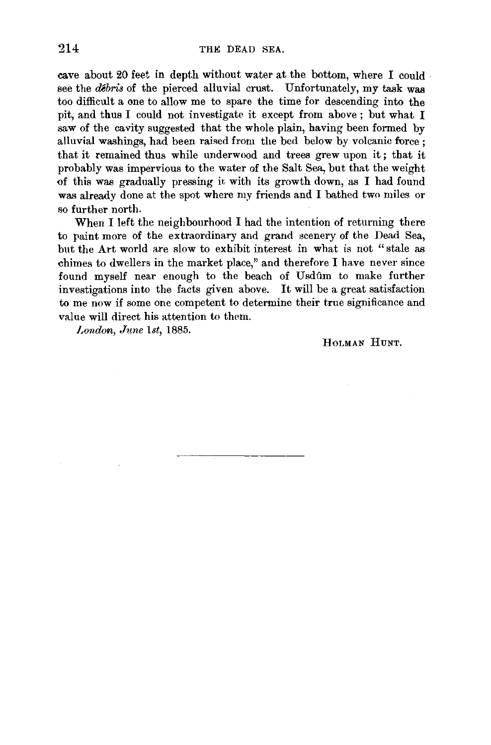cave about 20 feet in depth without water at the bottom, where I could see the *débris* of the pierced alluvial crust. Unfortunately, my task was too difficult a one to allow me to spare the time for descending into the pit, and thus I could not investigate it except from above; but what I saw of the cavity suggested that the whole plain, having been formed by alluvial washings, had been raised from the bed below by volcanic force; that it remained thus while underwood and trees grew upon it; that it probably was impervious to the water of the Salt Sea, but that the weight of this was gradually pressing it with its growth down, as I had found was already done at the spot where my friends and I bathed two miles or so further north.

When I left the neighbourhood I had the intention of returning there to paint more of the extraordinary and grand scenery of the Dead Sea, but the Art world are slow to exhibit interest in what is not "stale as chimes to dwellers in the market place," and therefore I have never since found myself near enough to the beach of Usdûm to make further investigations into the facts given above. It will be a great satisfaction to me now if some one competent to determine their true significance and value will direct his attention to them.

*London, June 1st*, 1885.

HOLMAN HUNT.